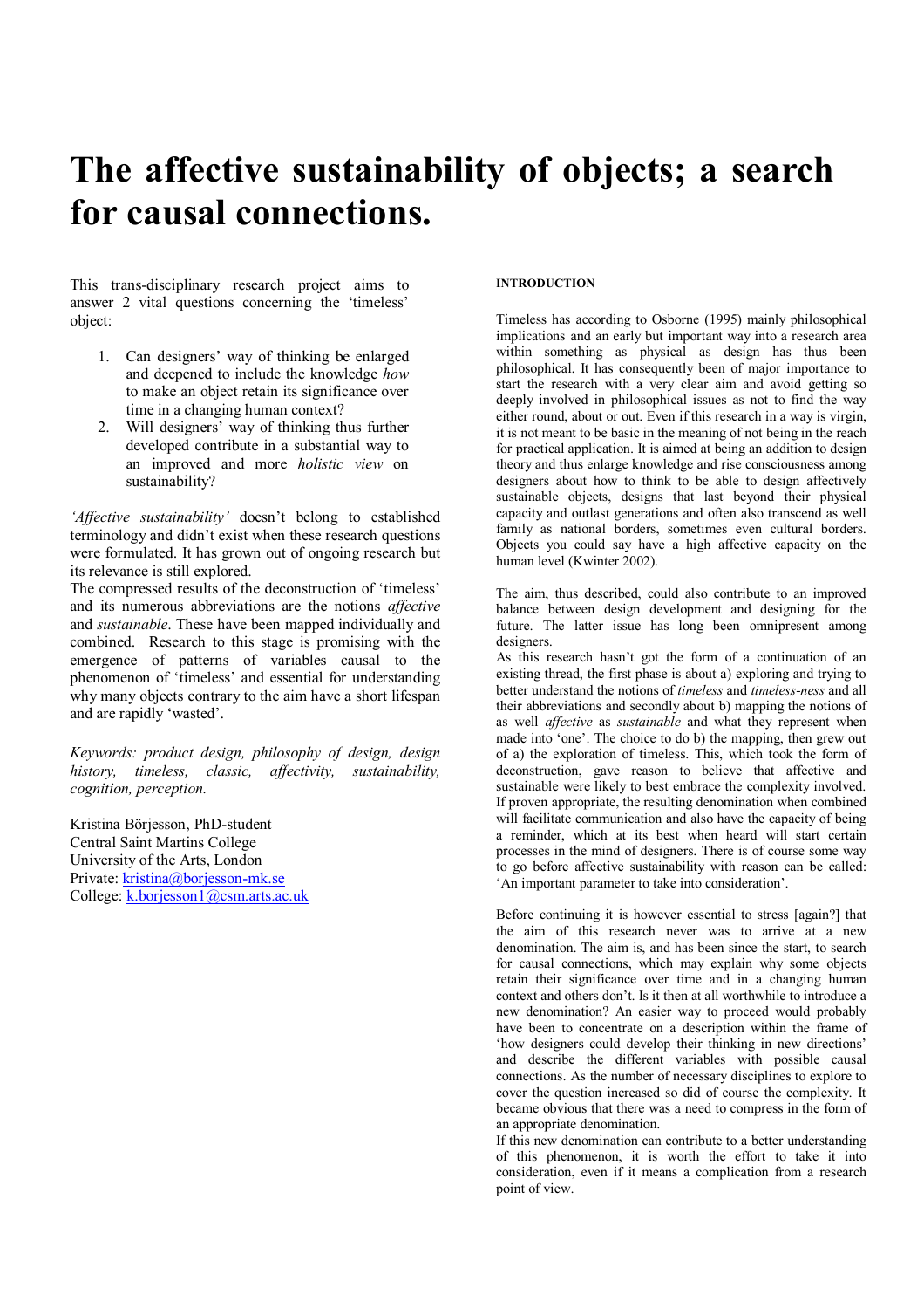# The affective sustainability of objects; a search for causal connections.

This trans-disciplinary research project aims to answer 2 vital questions concerning the 'timeless' object:

1. Can designers' way of thinking be enlarged and deepened to include the knowledge *how* to make an object retain its significance over time in a changing human context?
2. Will designers' way of thinking thus further developed contribute in a substantial way to an improved and more *holistic view* on sustainability?

*'Affective sustainability'* doesn't belong to established terminology and didn't exist when these research questions were formulated. It has grown out of ongoing research but its relevance is still explored.
The compressed results of the deconstruction of 'timeless' and its numerous abbreviations are the notions *affective* and *sustainable*. These have been mapped individually and combined. Research to this stage is promising with the emergence of patterns of variables causal to the phenomenon of 'timeless' and essential for understanding why many objects contrary to the aim have a short lifespan and are rapidly 'wasted'.

*Keywords: product design, philosophy of design, design history, timeless, classic, affectivity, sustainability, cognition, perception.*

Kristina Börjesson, PhD-student
Central Saint Martins College
University of the Arts, London
Private: kristina@borjesson-mk.se
College: k.borjesson1@csm.arts.ac.uk

## INTRODUCTION

Timeless has according to Osborne (1995) mainly philosophical implications and an early but important way into a research area within something as physical as design has thus been philosophical. It has consequently been of major importance to start the research with a very clear aim and avoid getting so deeply involved in philosophical issues as not to find the way either round, about or out. Even if this research in a way is virgin, it is not meant to be basic in the meaning of not being in the reach for practical application. It is aimed at being an addition to design theory and thus enlarge knowledge and rise consciousness among designers about how to think to be able to design affectively sustainable objects, designs that last beyond their physical capacity and outlast generations and often also transcend as well family as national borders, sometimes even cultural borders. Objects you could say have a high affective capacity on the human level (Kwinter 2002).

The aim, thus described, could also contribute to an improved balance between design development and designing for the future. The latter issue has long been omnipresent among designers.
As this research hasn't got the form of a continuation of an existing thread, the first phase is about a) exploring and trying to better understand the notions of *timeless* and *timeless-ness* and all their abbreviations and secondly about b) mapping the notions of as well *affective* as *sustainable* and what they represent when made into 'one'. The choice to do b) the mapping, then grew out of a) the exploration of timeless. This, which took the form of deconstruction, gave reason to believe that affective and sustainable were likely to best embrace the complexity involved. If proven appropriate, the resulting denomination when combined will facilitate communication and also have the capacity of being a reminder, which at its best when heard will start certain processes in the mind of designers. There is of course some way to go before affective sustainability with reason can be called: 'An important parameter to take into consideration'.

Before continuing it is however essential to stress [again?] that the aim of this research never was to arrive at a new denomination. The aim is, and has been since the start, to search for causal connections, which may explain why some objects retain their significance over time and in a changing human context and others don't. Is it then at all worthwhile to introduce a new denomination? An easier way to proceed would probably have been to concentrate on a description within the frame of 'how designers could develop their thinking in new directions' and describe the different variables with possible causal connections. As the number of necessary disciplines to explore to cover the question increased so did of course the complexity. It became obvious that there was a need to compress in the form of an appropriate denomination.
If this new denomination can contribute to a better understanding of this phenomenon, it is worth the effort to take it into consideration, even if it means a complication from a research point of view.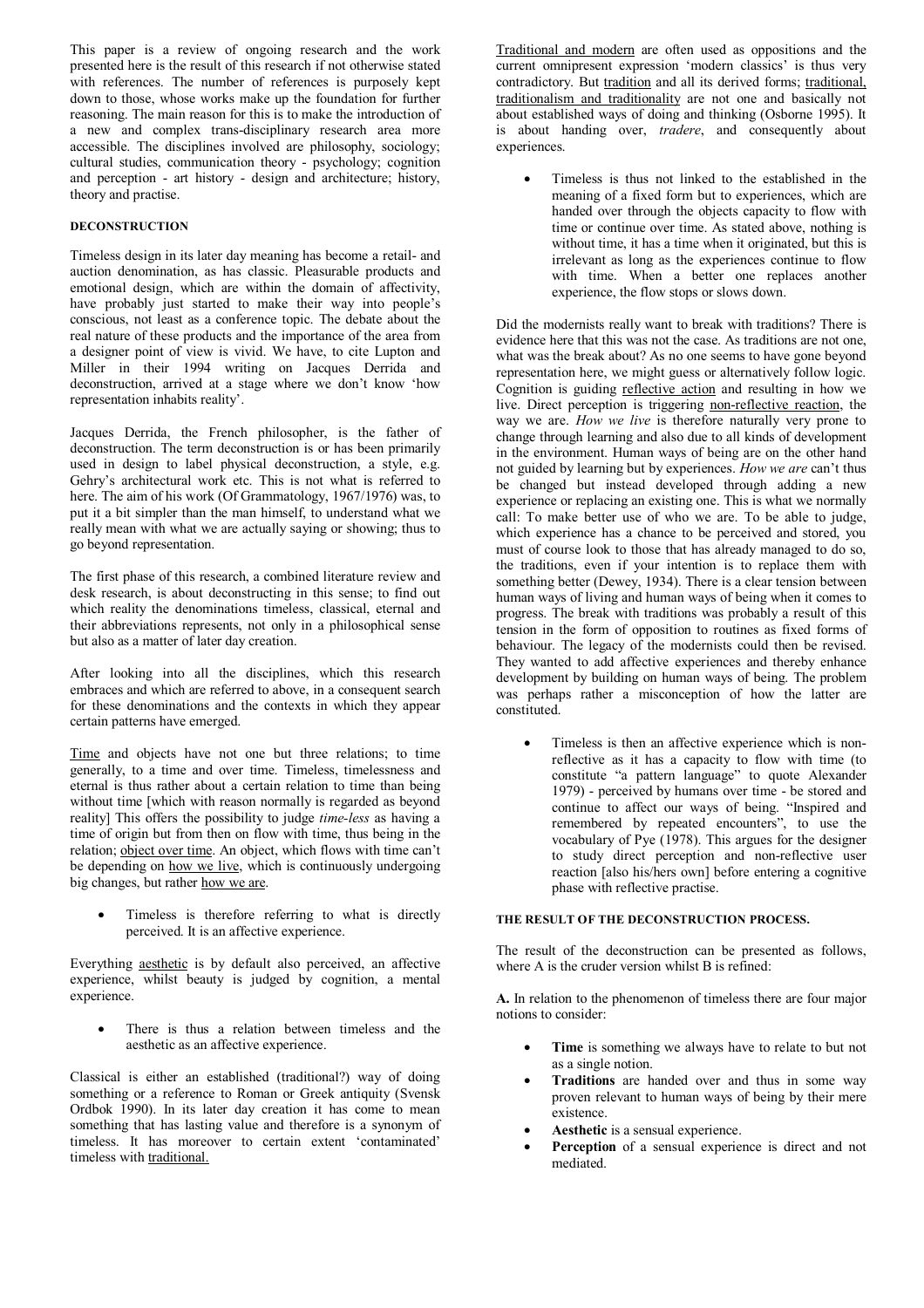This paper is a review of ongoing research and the work presented here is the result of this research if not otherwise stated with references. The number of references is purposely kept down to those, whose works make up the foundation for further reasoning. The main reason for this is to make the introduction of a new and complex trans-disciplinary research area more accessible. The disciplines involved are philosophy, sociology; cultural studies, communication theory - psychology; cognition and perception - art history - design and architecture; history, theory and practise.

## DECONSTRUCTION

Timeless design in its later day meaning has become a retail- and auction denomination, as has classic. Pleasurable products and emotional design, which are within the domain of affectivity, have probably just started to make their way into people's conscious, not least as a conference topic. The debate about the real nature of these products and the importance of the area from a designer point of view is vivid. We have, to cite Lupton and Miller in their 1994 writing on Jacques Derrida and deconstruction, arrived at a stage where we don't know 'how representation inhabits reality'.

Jacques Derrida, the French philosopher, is the father of deconstruction. The term deconstruction is or has been primarily used in design to label physical deconstruction, a style, e.g. Gehry's architectural work etc. This is not what is referred to here. The aim of his work (Of Grammatology, 1967/1976) was, to put it a bit simpler than the man himself, to understand what we really mean with what we are actually saying or showing; thus to go beyond representation.

The first phase of this research, a combined literature review and desk research, is about deconstructing in this sense; to find out which reality the denominations timeless, classical, eternal and their abbreviations represents, not only in a philosophical sense but also as a matter of later day creation.

After looking into all the disciplines, which this research embraces and which are referred to above, in a consequent search for these denominations and the contexts in which they appear certain patterns have emerged.

Time and objects have not one but three relations; to time generally, to a time and over time. Timeless, timelessness and eternal is thus rather about a certain relation to time than being without time [which with reason normally is regarded as beyond reality] This offers the possibility to judge *time-less* as having a time of origin but from then on flow with time, thus being in the relation; object over time. An object, which flows with time can't be depending on how we live, which is continuously undergoing big changes, but rather how we are.

- Timeless is therefore referring to what is directly perceived. It is an affective experience.

Everything aesthetic is by default also perceived, an affective experience, whilst beauty is judged by cognition, a mental experience.

- There is thus a relation between timeless and the aesthetic as an affective experience.

Classical is either an established (traditional?) way of doing something or a reference to Roman or Greek antiquity (Svensk Ordbok 1990). In its later day creation it has come to mean something that has lasting value and therefore is a synonym of timeless. It has moreover to certain extent 'contaminated' timeless with traditional.

Traditional and modern are often used as oppositions and the current omnipresent expression 'modern classics' is thus very contradictory. But tradition and all its derived forms; traditional, traditionalism and traditionality are not one and basically not about established ways of doing and thinking (Osborne 1995). It is about handing over, *tradere*, and consequently about experiences.

- Timeless is thus not linked to the established in the meaning of a fixed form but to experiences, which are handed over through the objects capacity to flow with time or continue over time. As stated above, nothing is without time, it has a time when it originated, but this is irrelevant as long as the experiences continue to flow with time. When a better one replaces another experience, the flow stops or slows down.

Did the modernists really want to break with traditions? There is evidence here that this was not the case. As traditions are not one, what was the break about? As no one seems to have gone beyond representation here, we might guess or alternatively follow logic. Cognition is guiding reflective action and resulting in how we live. Direct perception is triggering non-reflective reaction, the way we are. *How we live* is therefore naturally very prone to change through learning and also due to all kinds of development in the environment. Human ways of being are on the other hand not guided by learning but by experiences. *How we are* can't thus be changed but instead developed through adding a new experience or replacing an existing one. This is what we normally call: To make better use of who we are. To be able to judge, which experience has a chance to be perceived and stored, you must of course look to those that has already managed to do so, the traditions, even if your intention is to replace them with something better (Dewey, 1934). There is a clear tension between human ways of living and human ways of being when it comes to progress. The break with traditions was probably a result of this tension in the form of opposition to routines as fixed forms of behaviour. The legacy of the modernists could then be revised. They wanted to add affective experiences and thereby enhance development by building on human ways of being. The problem was perhaps rather a misconception of how the latter are constituted.

- Timeless is then an affective experience which is non-reflective as it has a capacity to flow with time (to constitute "a pattern language" to quote Alexander 1979) - perceived by humans over time - be stored and continue to affect our ways of being. "Inspired and remembered by repeated encounters", to use the vocabulary of Pye (1978). This argues for the designer to study direct perception and non-reflective user reaction [also his/hers own] before entering a cognitive phase with reflective practise.

## THE RESULT OF THE DECONSTRUCTION PROCESS.

The result of the deconstruction can be presented as follows, where A is the cruder version whilst B is refined:

**A.** In relation to the phenomenon of timeless there are four major notions to consider:

- **Time** is something we always have to relate to but not as a single notion.
- **Traditions** are handed over and thus in some way proven relevant to human ways of being by their mere existence.
- **Aesthetic** is a sensual experience.
- **Perception** of a sensual experience is direct and not mediated.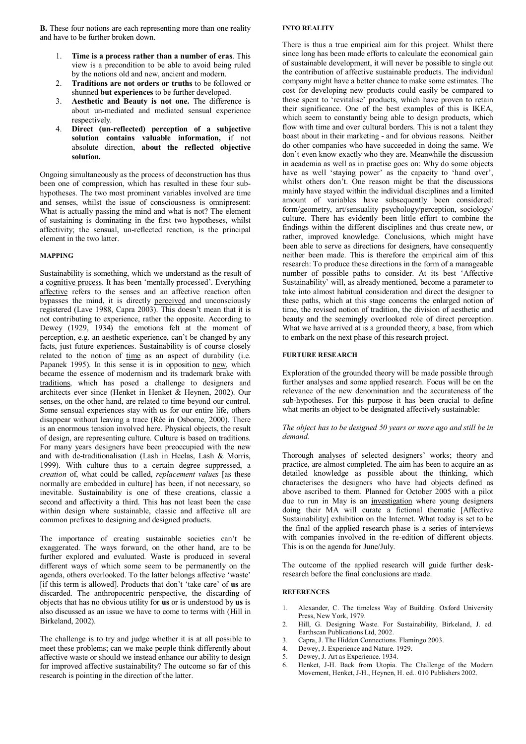**B.** These four notions are each representing more than one reality and have to be further broken down.

1. **Time is a process rather than a number of eras**. This view is a precondition to be able to avoid being ruled by the notions old and new, ancient and modern.
2. **Traditions are not orders or truths** to be followed or shunned **but experiences** to be further developed.
3. **Aesthetic and Beauty is not one.** The difference is about un-mediated and mediated sensual experience respectively.
4. **Direct (un-reflected) perception of a subjective solution contains valuable information,** if not absolute direction, **about the reflected objective solution.**

Ongoing simultaneously as the process of deconstruction has thus been one of compression, which has resulted in these four sub-hypotheses. The two most prominent variables involved are time and senses, whilst the issue of consciousness is omnipresent: What is actually passing the mind and what is not? The element of sustaining is dominating in the first two hypotheses, whilst affectivity; the sensual, un-reflected reaction, is the principal element in the two latter.

## MAPPING

Sustainability is something, which we understand as the result of a cognitive process. It has been 'mentally processed'. Everything affective refers to the senses and an affective reaction often bypasses the mind, it is directly perceived and unconsciously registered (Lave 1988, Capra 2003). This doesn't mean that it is not contributing to experience, rather the opposite. According to Dewey (1929, 1934) the emotions felt at the moment of perception, e.g. an aesthetic experience, can't be changed by any facts, just future experiences. Sustainability is of course closely related to the notion of time as an aspect of durability (i.e. Papanek 1995). In this sense it is in opposition to new, which became the essence of modernism and its trademark brake with traditions, which has posed a challenge to designers and architects ever since (Henket in Henket & Heynen, 2002). Our senses, on the other hand, are related to time beyond our control. Some sensual experiences stay with us for our entire life, others disappear without leaving a trace (Rée in Osborne, 2000). There is an enormous tension involved here. Physical objects, the result of design, are representing culture. Culture is based on traditions. For many years designers have been preoccupied with the new and with de-traditionalisation (Lash in Heelas, Lash & Morris, 1999). With culture thus to a certain degree suppressed, a *creation* of, what could be called, *replacement values* [as these normally are embedded in culture] has been, if not necessary, so inevitable. Sustainability is one of these creations, classic a second and affectivity a third. This has not least been the case within design where sustainable, classic and affective all are common prefixes to designing and designed products.

The importance of creating sustainable societies can't be exaggerated. The ways forward, on the other hand, are to be further explored and evaluated. Waste is produced in several different ways of which some seem to be permanently on the agenda, others overlooked. To the latter belongs affective 'waste' [if this term is allowed]. Products that don't 'take care' of **us** are discarded. The anthropocentric perspective, the discarding of objects that has no obvious utility for **us** or is understood by **us** is also discussed as an issue we have to come to terms with (Hill in Birkeland, 2002).

The challenge is to try and judge whether it is at all possible to meet these problems; can we make people think differently about affective waste or should we instead enhance our ability to design for improved affective sustainability? The outcome so far of this research is pointing in the direction of the latter.

## INTO REALITY

There is thus a true empirical aim for this project. Whilst there since long has been made efforts to calculate the economical gain of sustainable development, it will never be possible to single out the contribution of affective sustainable products. The individual company might have a better chance to make some estimates. The cost for developing new products could easily be compared to those spent to 'revitalise' products, which have proven to retain their significance. One of the best examples of this is IKEA, which seem to constantly being able to design products, which flow with time and over cultural borders. This is not a talent they boast about in their marketing - and for obvious reasons. Neither do other companies who have succeeded in doing the same. We don't even know exactly who they are. Meanwhile the discussion in academia as well as in practise goes on: Why do some objects have as well 'staying power' as the capacity to 'hand over', whilst others don't. One reason might be that the discussions mainly have stayed within the individual disciplines and a limited amount of variables have subsequently been considered: form/geometry, art/sensuality psychology/perception, sociology/culture. There has evidently been little effort to combine the findings within the different disciplines and thus create new, or rather, improved knowledge. Conclusions, which might have been able to serve as directions for designers, have consequently neither been made. This is therefore the empirical aim of this research: To produce these directions in the form of a manageable number of possible paths to consider. At its best 'Affective Sustainability' will, as already mentioned, become a parameter to take into almost habitual consideration and direct the designer to these paths, which at this stage concerns the enlarged notion of time, the revised notion of tradition, the division of aesthetic and beauty and the seemingly overlooked role of direct perception. What we have arrived at is a grounded theory, a base, from which to embark on the next phase of this research project.

## FURTURE RESEARCH

Exploration of the grounded theory will be made possible through further analyses and some applied research. Focus will be on the relevance of the new denomination and the accurateness of the sub-hypotheses. For this purpose it has been crucial to define what merits an object to be designated affectively sustainable:

*The object has to be designed 50 years or more ago and still be in demand.*

Thorough analyses of selected designers' works; theory and practice, are almost completed. The aim has been to acquire an as detailed knowledge as possible about the thinking, which characterises the designers who have had objects defined as above ascribed to them. Planned for October 2005 with a pilot due to run in May is an investigation where young designers doing their MA will curate a fictional thematic [Affective Sustainability] exhibition on the Internet. What today is set to be the final of the applied research phase is a series of interviews with companies involved in the re-edition of different objects. This is on the agenda for June/July.

The outcome of the applied research will guide further desk-research before the final conclusions are made.

## REFERENCES

1. Alexander, C. The timeless Way of Building. Oxford University Press, New York, 1979.
2. Hill, G. Designing Waste. For Sustainability, Birkeland, J. ed. Earthscan Publications Ltd, 2002.
3. Capra, J. The Hidden Connections. Flamingo 2003.
4. Dewey, J. Experience and Nature. 1929.
5. Dewey, J. Art as Experience. 1934.
6. Henket, J-H. Back from Utopia. The Challenge of the Modern Movement, Henket, J-H., Heynen, H. ed.. 010 Publishers 2002.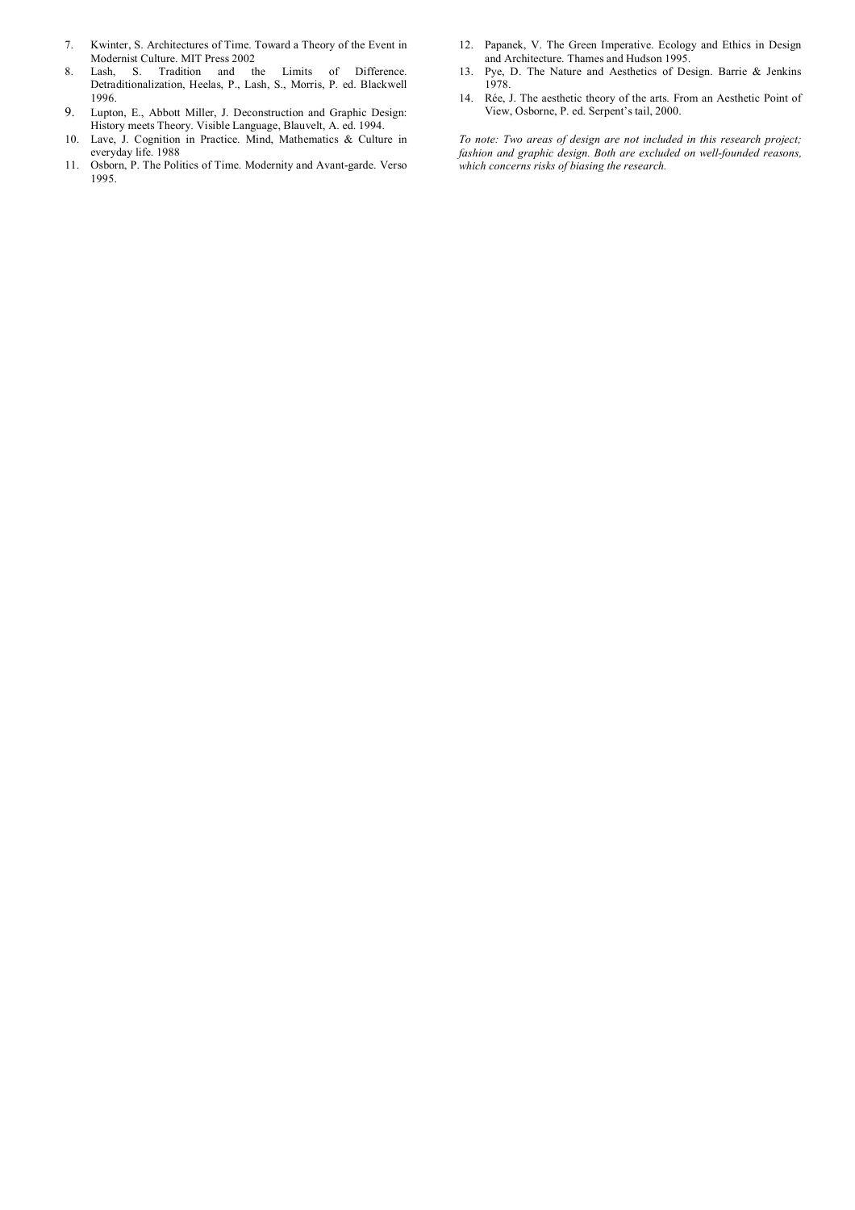7. Kwinter, S. Architectures of Time. Toward a Theory of the Event in Modernist Culture. MIT Press 2002
8. Lash, S. Tradition and the Limits of Difference. Detraditionalization, Heelas, P., Lash, S., Morris, P. ed. Blackwell 1996.
9. Lupton, E., Abbott Miller, J. Deconstruction and Graphic Design: History meets Theory. Visible Language, Blauvelt, A. ed. 1994.
10. Lave, J. Cognition in Practice. Mind, Mathematics & Culture in everyday life. 1988
11. Osborn, P. The Politics of Time. Modernity and Avant-garde. Verso 1995.
12. Papanek, V. The Green Imperative. Ecology and Ethics in Design and Architecture. Thames and Hudson 1995.
13. Pye, D. The Nature and Aesthetics of Design. Barrie & Jenkins 1978.
14. Rée, J. The aesthetic theory of the arts. From an Aesthetic Point of View, Osborne, P. ed. Serpent's tail, 2000.

*To note: Two areas of design are not included in this research project; fashion and graphic design. Both are excluded on well-founded reasons, which concerns risks of biasing the research.*